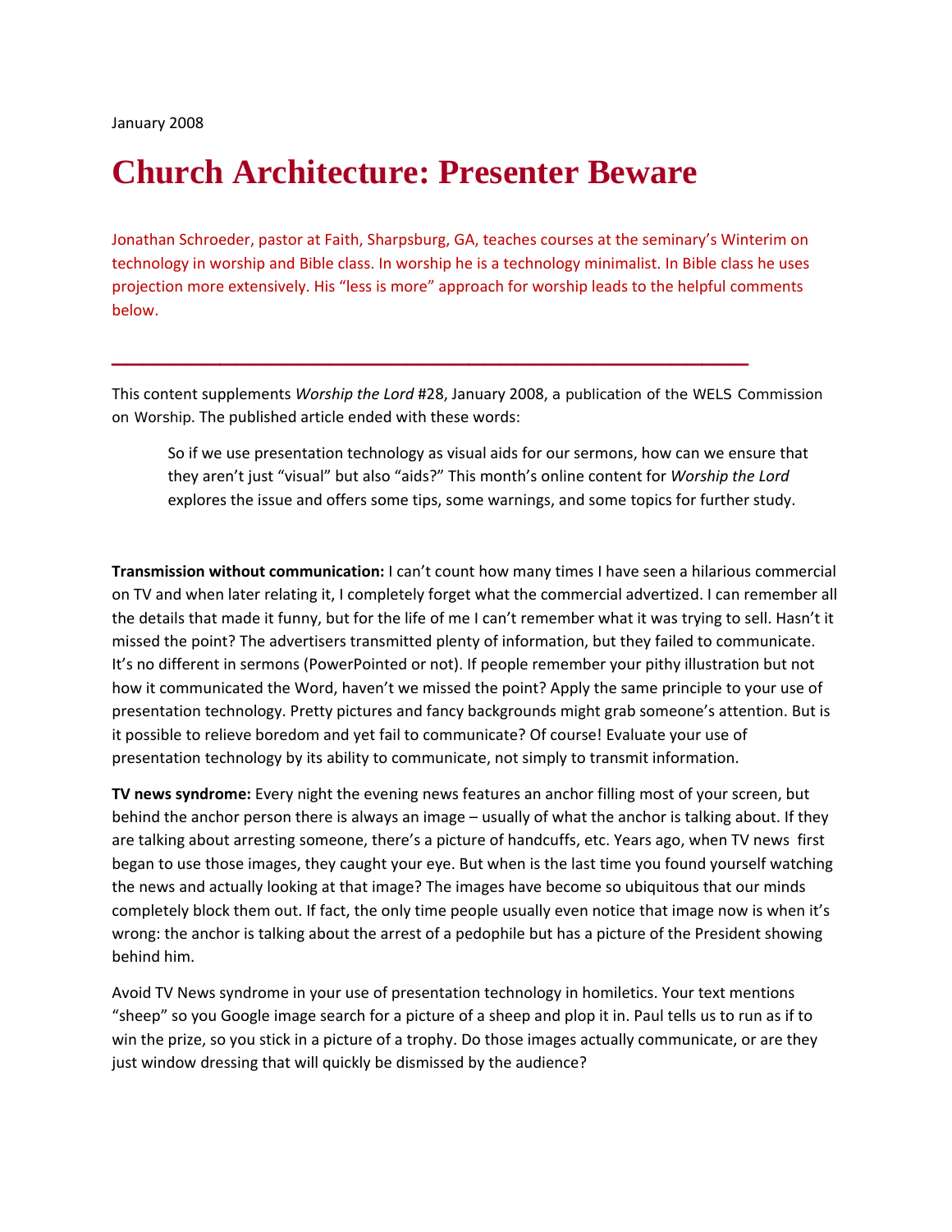January 2008

# Church Architecture: Presenter Beware

Jonathan Schroeder, pastor at Faith, Sharpsburg, GA, teaches courses at the seminary's Winterim on technology in worship and Bible class. In worship he is a technology minimalist. In Bible class he uses projection more extensively. His "less is more" approach for worship leads to the helpful comments below.

---

This content supplements *Worship the Lord* #28, January 2008, a publication of the WELS Commission on Worship. The published article ended with these words:

> So if we use presentation technology as visual aids for our sermons, how can we ensure that they aren't just "visual" but also "aids?" This month's online content for *Worship the Lord* explores the issue and offers some tips, some warnings, and some topics for further study.

**Transmission without communication:** I can't count how many times I have seen a hilarious commercial on TV and when later relating it, I completely forget what the commercial advertized. I can remember all the details that made it funny, but for the life of me I can't remember what it was trying to sell. Hasn't it missed the point? The advertisers transmitted plenty of information, but they failed to communicate. It's no different in sermons (PowerPointed or not). If people remember your pithy illustration but not how it communicated the Word, haven't we missed the point? Apply the same principle to your use of presentation technology. Pretty pictures and fancy backgrounds might grab someone's attention. But is it possible to relieve boredom and yet fail to communicate? Of course! Evaluate your use of presentation technology by its ability to communicate, not simply to transmit information.

**TV news syndrome:** Every night the evening news features an anchor filling most of your screen, but behind the anchor person there is always an image – usually of what the anchor is talking about. If they are talking about arresting someone, there's a picture of handcuffs, etc. Years ago, when TV news first began to use those images, they caught your eye. But when is the last time you found yourself watching the news and actually looking at that image? The images have become so ubiquitous that our minds completely block them out. If fact, the only time people usually even notice that image now is when it's wrong: the anchor is talking about the arrest of a pedophile but has a picture of the President showing behind him.

Avoid TV News syndrome in your use of presentation technology in homiletics. Your text mentions "sheep" so you Google image search for a picture of a sheep and plop it in. Paul tells us to run as if to win the prize, so you stick in a picture of a trophy. Do those images actually communicate, or are they just window dressing that will quickly be dismissed by the audience?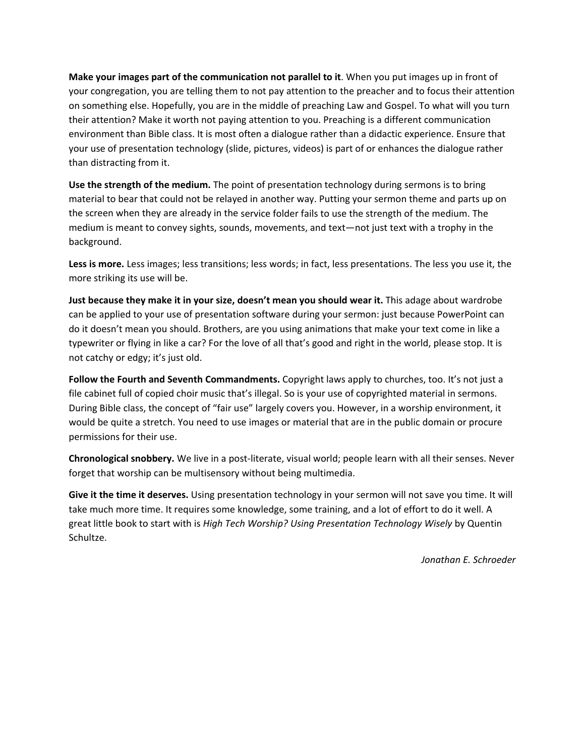**Make your images part of the communication not parallel to it**. When you put images up in front of your congregation, you are telling them to not pay attention to the preacher and to focus their attention on something else. Hopefully, you are in the middle of preaching Law and Gospel. To what will you turn their attention? Make it worth not paying attention to you. Preaching is a different communication environment than Bible class. It is most often a dialogue rather than a didactic experience. Ensure that your use of presentation technology (slide, pictures, videos) is part of or enhances the dialogue rather than distracting from it.

**Use the strength of the medium.** The point of presentation technology during sermons is to bring material to bear that could not be relayed in another way. Putting your sermon theme and parts up on the screen when they are already in the service folder fails to use the strength of the medium. The medium is meant to convey sights, sounds, movements, and text—not just text with a trophy in the background.

**Less is more.** Less images; less transitions; less words; in fact, less presentations. The less you use it, the more striking its use will be.

**Just because they make it in your size, doesn't mean you should wear it.** This adage about wardrobe can be applied to your use of presentation software during your sermon: just because PowerPoint can do it doesn't mean you should. Brothers, are you using animations that make your text come in like a typewriter or flying in like a car? For the love of all that's good and right in the world, please stop. It is not catchy or edgy; it's just old.

**Follow the Fourth and Seventh Commandments.** Copyright laws apply to churches, too. It's not just a file cabinet full of copied choir music that's illegal. So is your use of copyrighted material in sermons. During Bible class, the concept of "fair use" largely covers you. However, in a worship environment, it would be quite a stretch. You need to use images or material that are in the public domain or procure permissions for their use.

**Chronological snobbery.** We live in a post-literate, visual world; people learn with all their senses. Never forget that worship can be multisensory without being multimedia.

**Give it the time it deserves.** Using presentation technology in your sermon will not save you time. It will take much more time. It requires some knowledge, some training, and a lot of effort to do it well. A great little book to start with is *High Tech Worship? Using Presentation Technology Wisely* by Quentin Schultze.

*Jonathan E. Schroeder*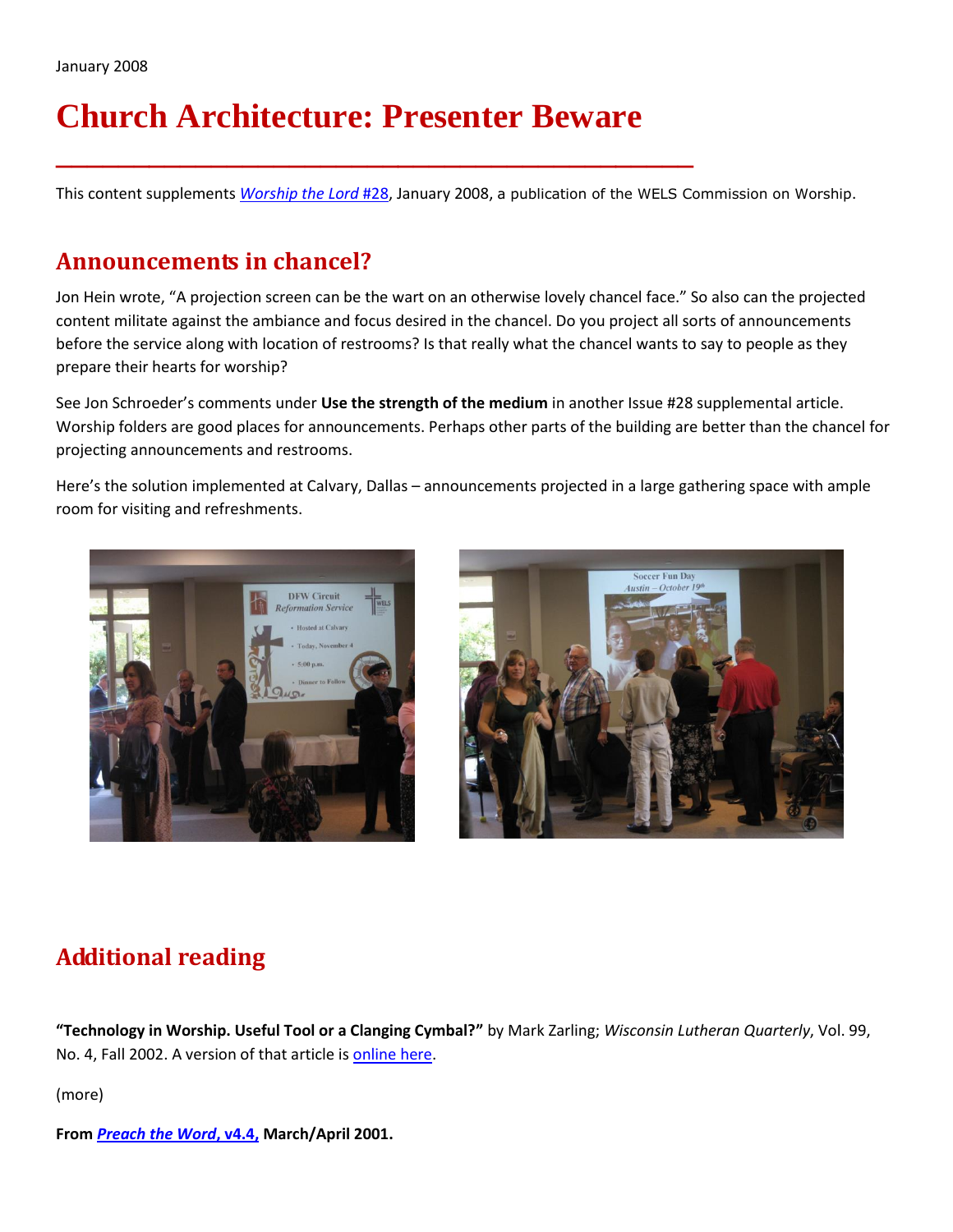January 2008

# Church Architecture: Presenter Beware

This content supplements *Worship the Lord* #28, January 2008, a publication of the WELS Commission on Worship.

## Announcements in chancel?

Jon Hein wrote, "A projection screen can be the wart on an otherwise lovely chancel face." So also can the projected content militate against the ambiance and focus desired in the chancel. Do you project all sorts of announcements before the service along with location of restrooms? Is that really what the chancel wants to say to people as they prepare their hearts for worship?

See Jon Schroeder's comments under **Use the strength of the medium** in another Issue #28 supplemental article. Worship folders are good places for announcements. Perhaps other parts of the building are better than the chancel for projecting announcements and restrooms.

Here's the solution implemented at Calvary, Dallas – announcements projected in a large gathering space with ample room for visiting and refreshments.

## Additional reading

**"Technology in Worship. Useful Tool or a Clanging Cymbal?"** by Mark Zarling; *Wisconsin Lutheran Quarterly*, Vol. 99, No. 4, Fall 2002. A version of that article is online here.

(more)

**From *Preach the Word*, v4.4, March/April 2001.**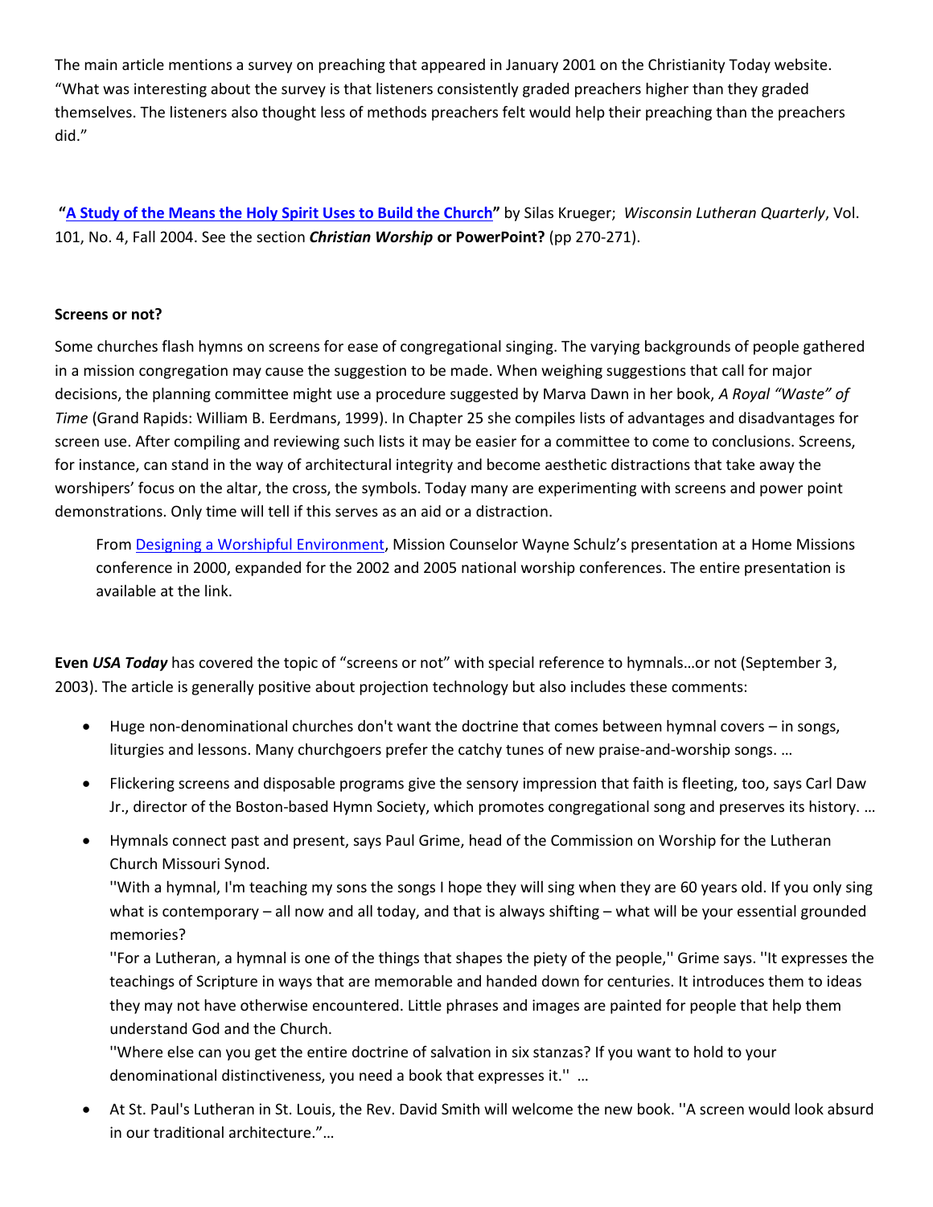The main article mentions a survey on preaching that appeared in January 2001 on the Christianity Today website. "What was interesting about the survey is that listeners consistently graded preachers higher than they graded themselves. The listeners also thought less of methods preachers felt would help their preaching than the preachers did."

**"A Study of the Means the Holy Spirit Uses to Build the Church"** by Silas Krueger; *Wisconsin Lutheran Quarterly*, Vol. 101, No. 4, Fall 2004. See the section ***Christian Worship* or PowerPoint?** (pp 270-271).

**Screens or not?**

Some churches flash hymns on screens for ease of congregational singing. The varying backgrounds of people gathered in a mission congregation may cause the suggestion to be made. When weighing suggestions that call for major decisions, the planning committee might use a procedure suggested by Marva Dawn in her book, *A Royal "Waste" of Time* (Grand Rapids: William B. Eerdmans, 1999). In Chapter 25 she compiles lists of advantages and disadvantages for screen use. After compiling and reviewing such lists it may be easier for a committee to come to conclusions. Screens, for instance, can stand in the way of architectural integrity and become aesthetic distractions that take away the worshipers' focus on the altar, the cross, the symbols. Today many are experimenting with screens and power point demonstrations. Only time will tell if this serves as an aid or a distraction.

> From Designing a Worshipful Environment, Mission Counselor Wayne Schulz's presentation at a Home Missions conference in 2000, expanded for the 2002 and 2005 national worship conferences. The entire presentation is available at the link.

**Even *USA Today*** has covered the topic of "screens or not" with special reference to hymnals…or not (September 3, 2003). The article is generally positive about projection technology but also includes these comments:

- Huge non-denominational churches don't want the doctrine that comes between hymnal covers – in songs, liturgies and lessons. Many churchgoers prefer the catchy tunes of new praise-and-worship songs. …
- Flickering screens and disposable programs give the sensory impression that faith is fleeting, too, says Carl Daw Jr., director of the Boston-based Hymn Society, which promotes congregational song and preserves its history. …
- Hymnals connect past and present, says Paul Grime, head of the Commission on Worship for the Lutheran Church Missouri Synod.
  ''With a hymnal, I'm teaching my sons the songs I hope they will sing when they are 60 years old. If you only sing what is contemporary – all now and all today, and that is always shifting – what will be your essential grounded memories?
  ''For a Lutheran, a hymnal is one of the things that shapes the piety of the people,'' Grime says. ''It expresses the teachings of Scripture in ways that are memorable and handed down for centuries. It introduces them to ideas they may not have otherwise encountered. Little phrases and images are painted for people that help them understand God and the Church.
  ''Where else can you get the entire doctrine of salvation in six stanzas? If you want to hold to your denominational distinctiveness, you need a book that expresses it.'' …
- At St. Paul's Lutheran in St. Louis, the Rev. David Smith will welcome the new book. ''A screen would look absurd in our traditional architecture."…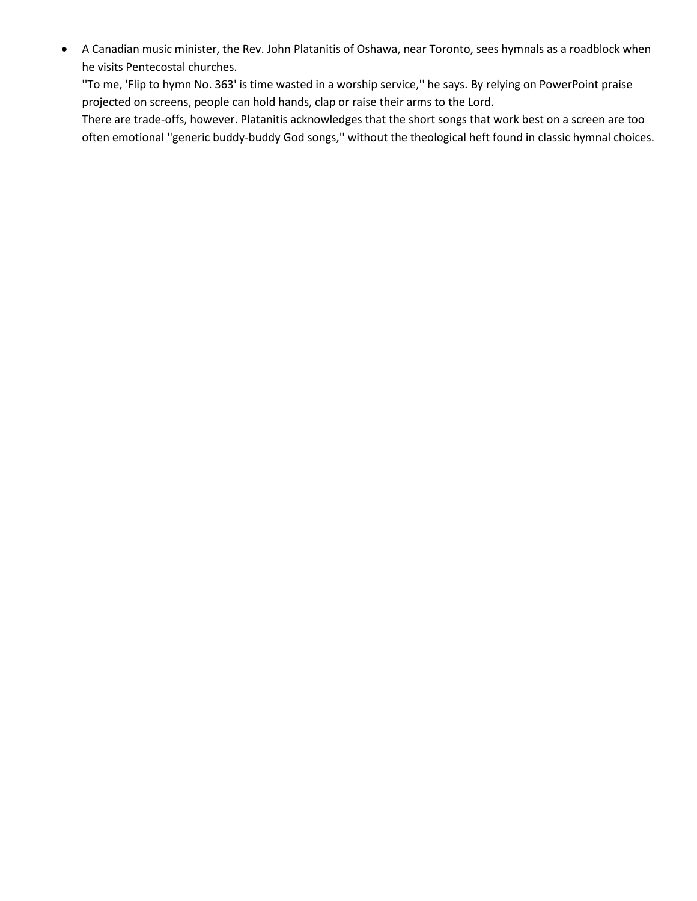- A Canadian music minister, the Rev. John Platanitis of Oshawa, near Toronto, sees hymnals as a roadblock when he visits Pentecostal churches.

  ''To me, 'Flip to hymn No. 363' is time wasted in a worship service,'' he says. By relying on PowerPoint praise projected on screens, people can hold hands, clap or raise their arms to the Lord.

  There are trade-offs, however. Platanitis acknowledges that the short songs that work best on a screen are too often emotional ''generic buddy-buddy God songs,'' without the theological heft found in classic hymnal choices.